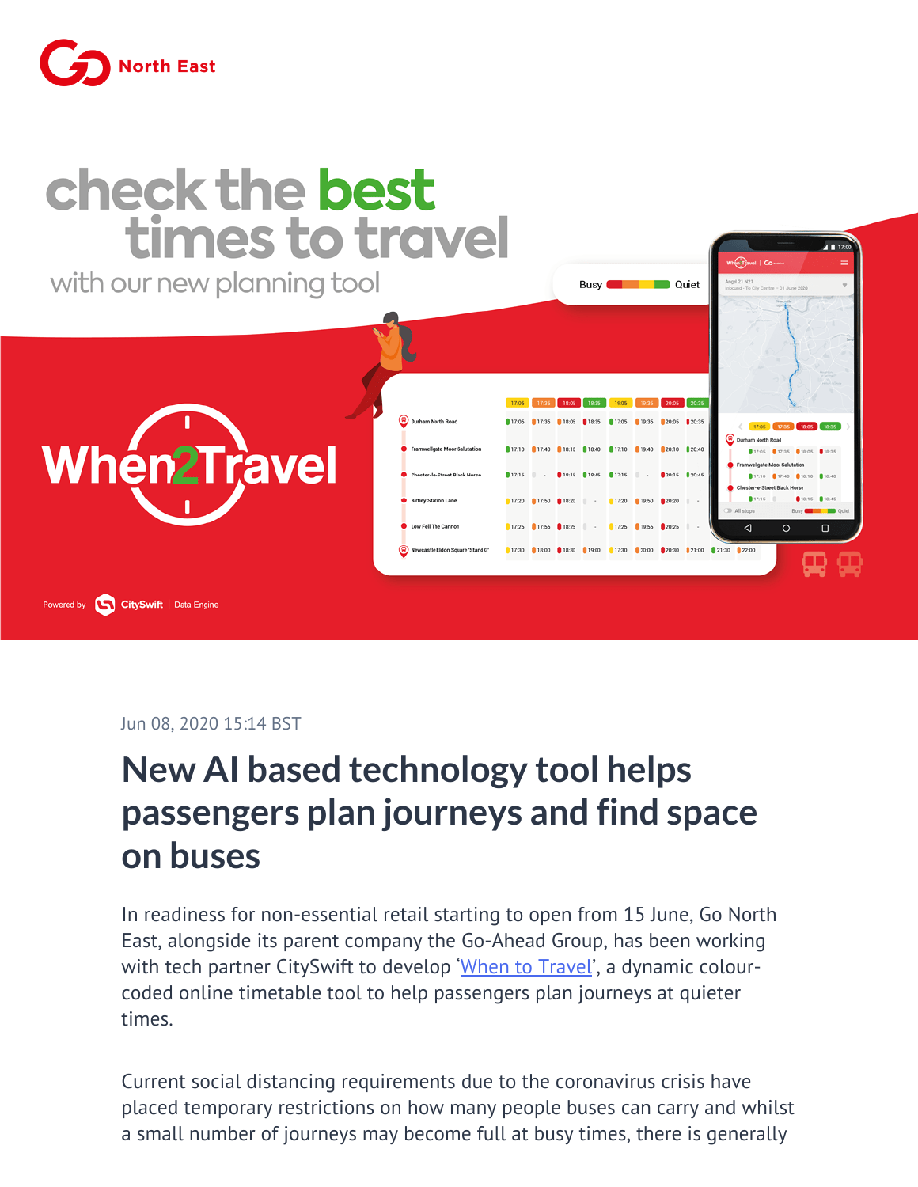Jun 08, 2020 15:14 BST

# New AI based technology tool helps passengers plan journeys and find space on buses

In readiness for non-essential retail starting to open from 15 June, Go North East, alongside its parent company the Go-Ahead Group, has been working with tech partner CitySwift to develop 'When to Travel', a dynamic colour-coded online timetable tool to help passengers plan journeys at quieter times.

Current social distancing requirements due to the coronavirus crisis have placed temporary restrictions on how many people buses can carry and whilst a small number of journeys may become full at busy times, there is generally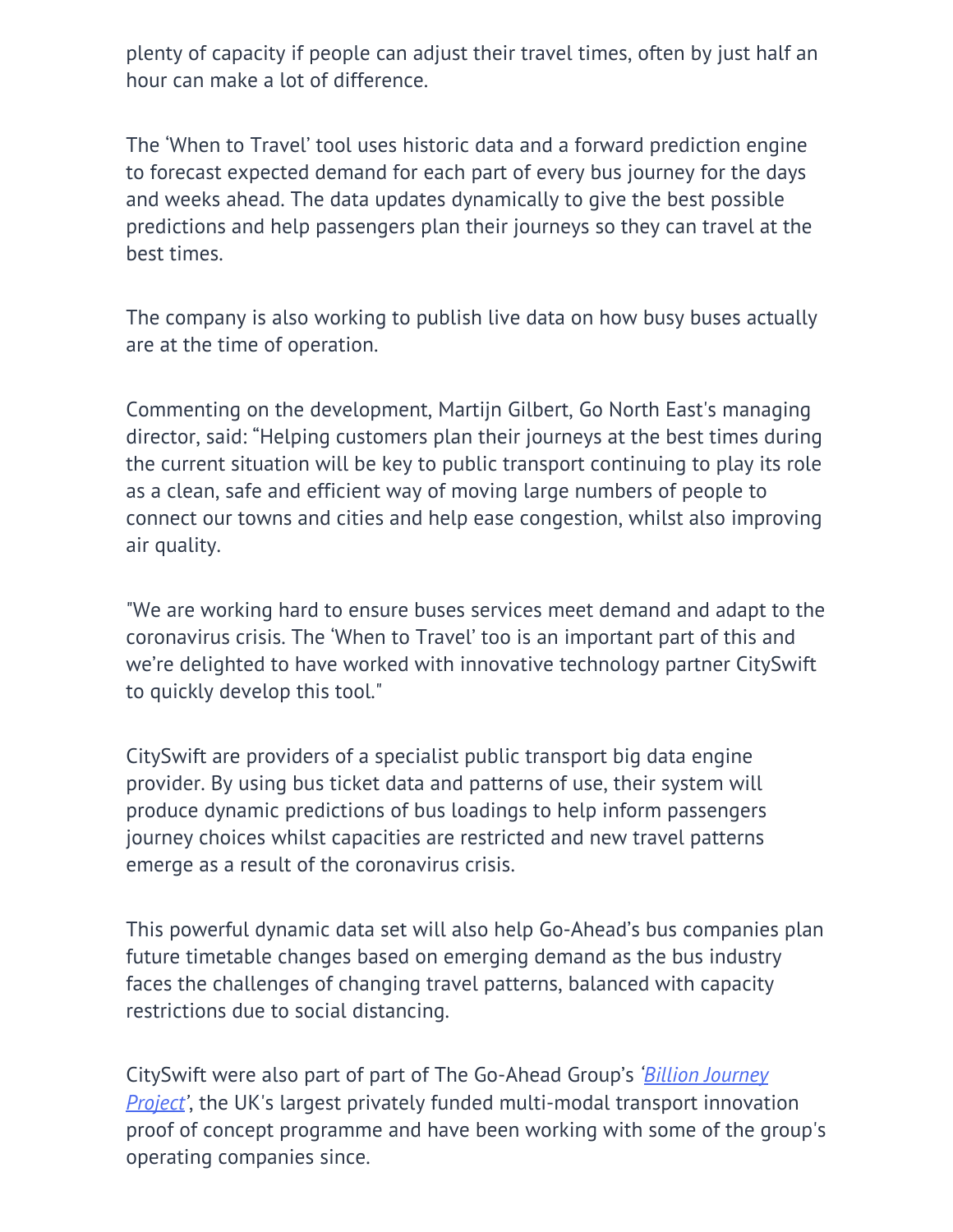plenty of capacity if people can adjust their travel times, often by just half an hour can make a lot of difference.

The ‘When to Travel’ tool uses historic data and a forward prediction engine to forecast expected demand for each part of every bus journey for the days and weeks ahead. The data updates dynamically to give the best possible predictions and help passengers plan their journeys so they can travel at the best times.

The company is also working to publish live data on how busy buses actually are at the time of operation.

Commenting on the development, Martijn Gilbert, Go North East's managing director, said: “Helping customers plan their journeys at the best times during the current situation will be key to public transport continuing to play its role as a clean, safe and efficient way of moving large numbers of people to connect our towns and cities and help ease congestion, whilst also improving air quality.

"We are working hard to ensure buses services meet demand and adapt to the coronavirus crisis. The ‘When to Travel’ too is an important part of this and we’re delighted to have worked with innovative technology partner CitySwift to quickly develop this tool."

CitySwift are providers of a specialist public transport big data engine provider. By using bus ticket data and patterns of use, their system will produce dynamic predictions of bus loadings to help inform passengers journey choices whilst capacities are restricted and new travel patterns emerge as a result of the coronavirus crisis.

This powerful dynamic data set will also help Go-Ahead’s bus companies plan future timetable changes based on emerging demand as the bus industry faces the challenges of changing travel patterns, balanced with capacity restrictions due to social distancing.

CitySwift were also part of part of The Go-Ahead Group’s *‘Billion Journey Project’*, the UK's largest privately funded multi-modal transport innovation proof of concept programme and have been working with some of the group's operating companies since.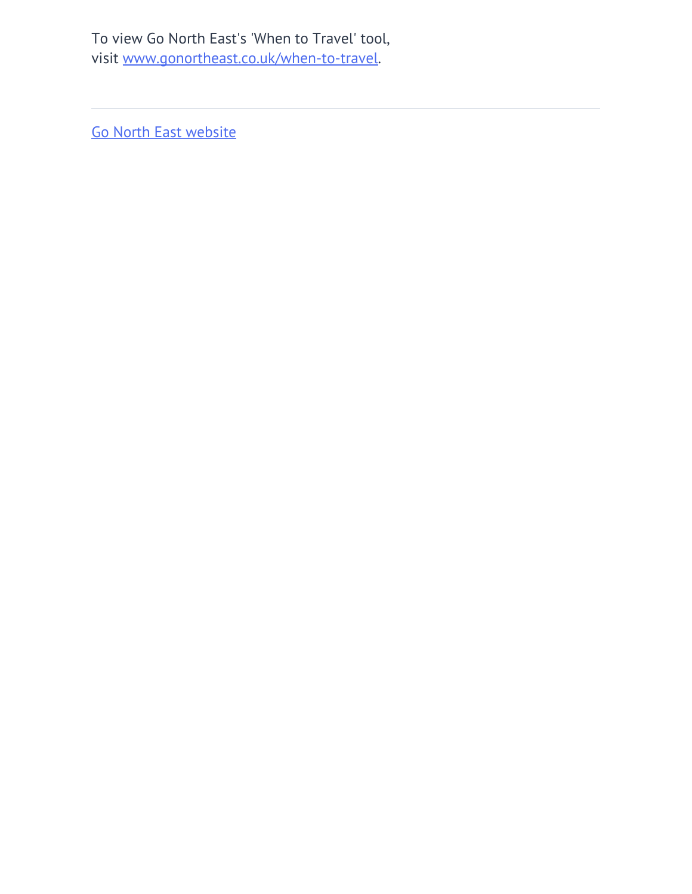To view Go North East's 'When to Travel' tool,
visit [www.gonortheast.co.uk/when-to-travel](www.gonortheast.co.uk/when-to-travel).

---

[Go North East website]()